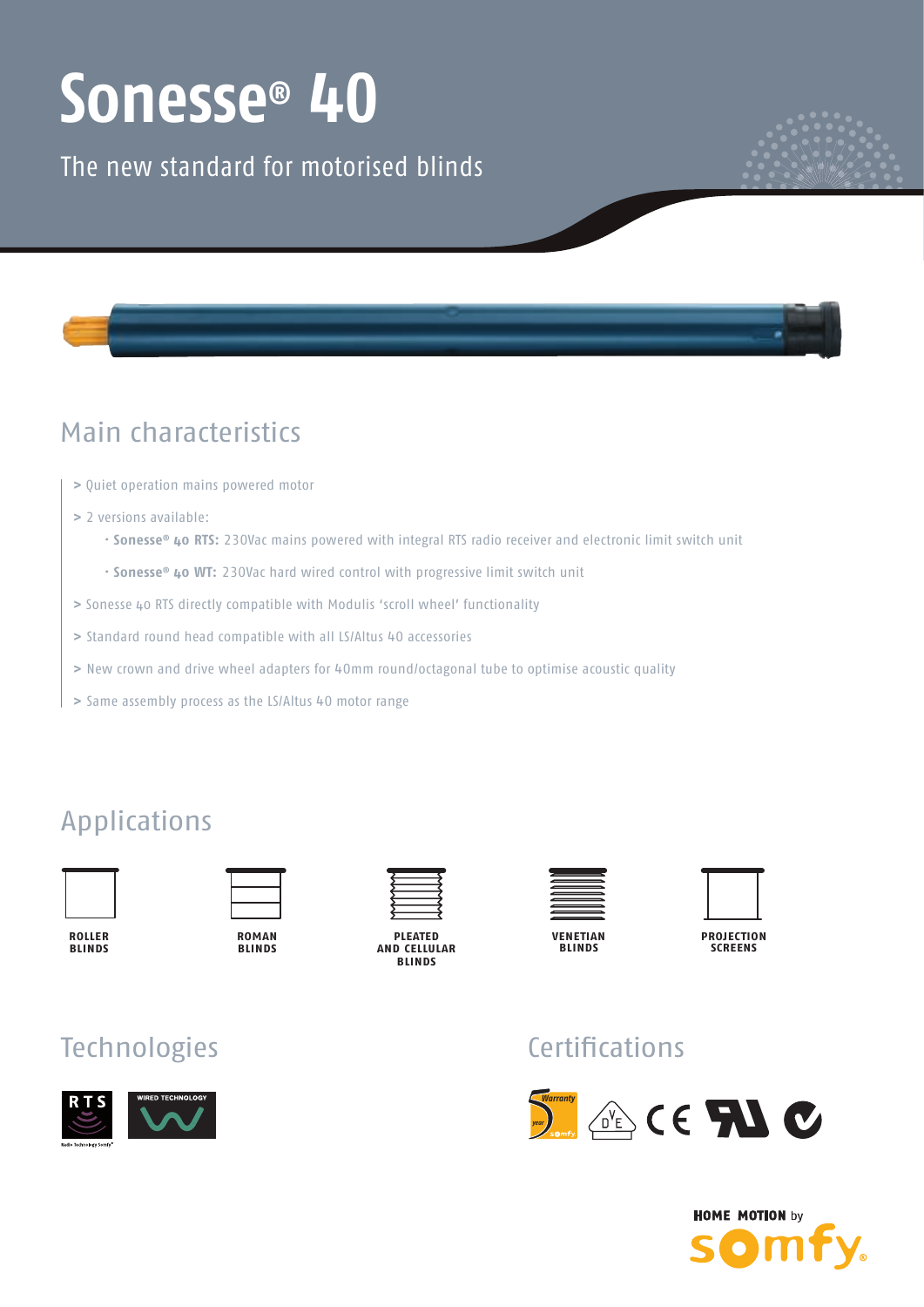# Sonesse® 40

The new standard for motorised blinds

## Main characteristics

> Quiet operation mains powered motor

> 2 versions available:

- **Sonesse® 40 RTS:** 230Vac mains powered with integral RTS radio receiver and electronic limit switch unit
- **Sonesse® 40 WT:** 230Vac hard wired control with progressive limit switch unit

> Sonesse 40 RTS directly compatible with Modulis 'scroll wheel' functionality

> Standard round head compatible with all LS/Altus 40 accessories

> New crown and drive wheel adapters for 40mm round/octagonal tube to optimise acoustic quality

> Same assembly process as the LS/Altus 40 motor range

## Applications

ROLLER BLINDS

ROMAN BLINDS

PLEATED AND CELLULAR BLINDS

VENETIAN BLINDS

PROJECTION SCREENS

## Technologies

RTS Radio Technology Somfy

WIRED TECHNOLOGY

## Certifications

5 year Warranty somfy

HOME MOTION by somfy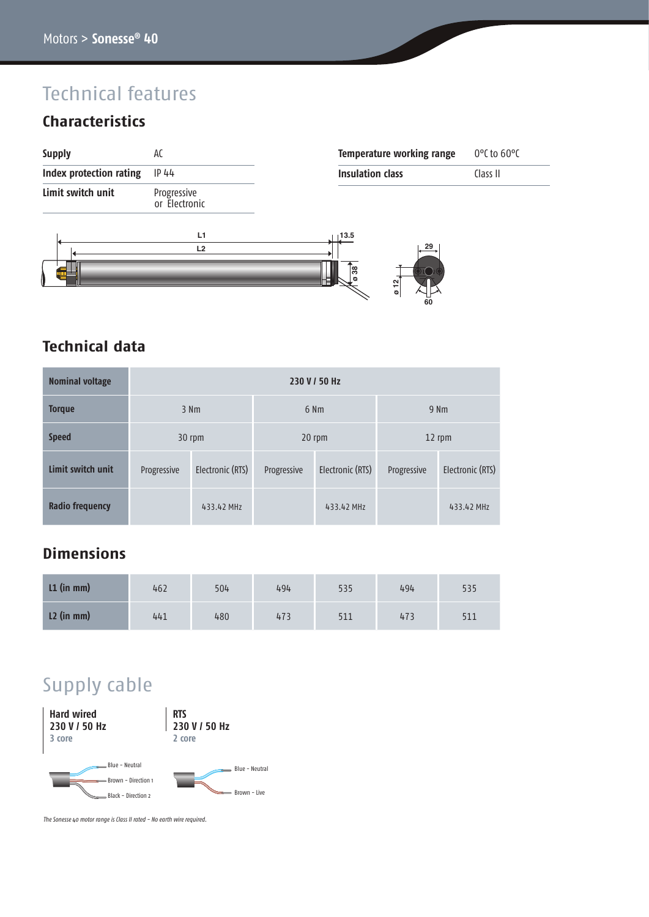# Technical features

## Characteristics

| | |
|---|---|
| **Supply** | AC |
| **Index protection rating** | IP 44 |
| **Limit switch unit** | Progressive or Electronic |

| | |
|---|---|
| **Temperature working range** | 0°C to 60°C |
| **Insulation class** | Class II |

L1
L2
13.5
ø 38
29
ø 12
60

## Technical data

| **Nominal voltage** | 230 V / 50 Hz | | | | | |
|---|---|---|---|---|---|---|
| **Torque** | 3 Nm | | 6 Nm | | 9 Nm | |
| **Speed** | 30 rpm | | 20 rpm | | 12 rpm | |
| **Limit switch unit** | Progressive | Electronic (RTS) | Progressive | Electronic (RTS) | Progressive | Electronic (RTS) |
| **Radio frequency** | | 433.42 MHz | | 433.42 MHz | | 433.42 MHz |

## Dimensions

| | | | | | | |
|---|---|---|---|---|---|---|
| **L1 (in mm)** | 462 | 504 | 494 | 535 | 494 | 535 |
| **L2 (in mm)** | 441 | 480 | 473 | 511 | 473 | 511 |

# Supply cable

**Hard wired**
**230 V / 50 Hz**
3 core

Blue – Neutral
Brown – Direction 1
Black – Direction 2

**RTS**
**230 V / 50 Hz**
2 core

Blue – Neutral
Brown – Live

*The Sonesse 40 motor range is Class II rated – No earth wire required.*